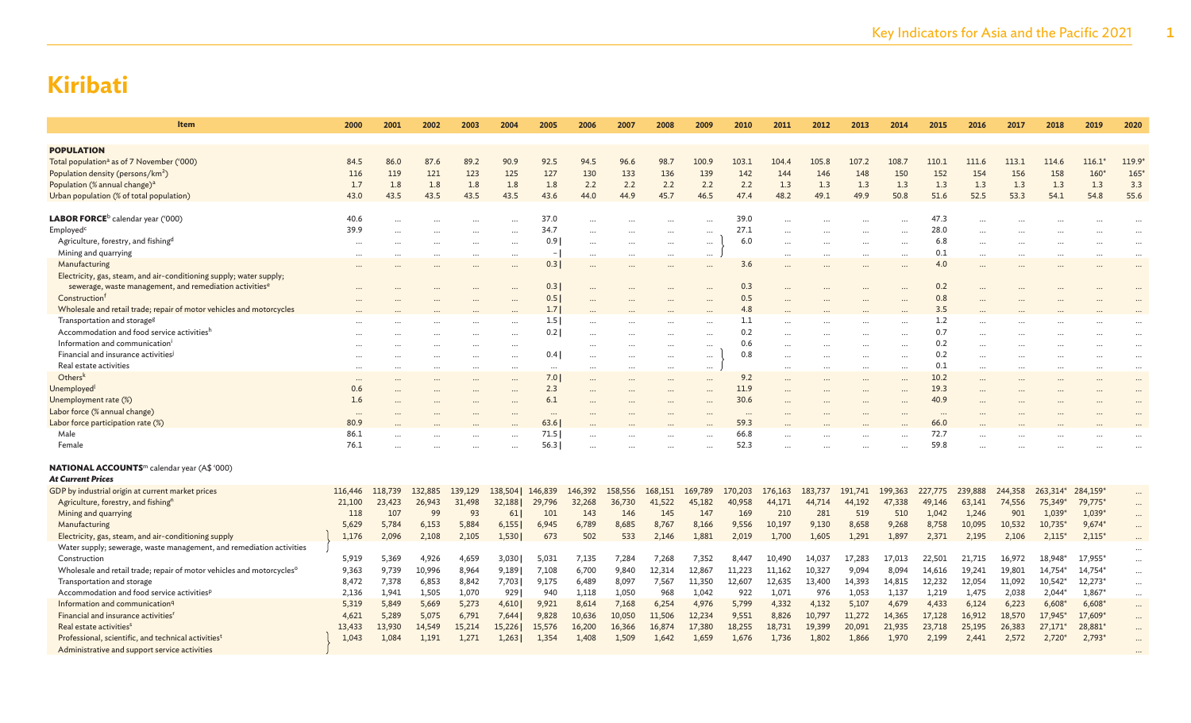# Kiribati

| Item | 2000 | 2001 | 2002 | 2003 | 2004 | 2005 | 2006 | 2007 | 2008 | 2009 | 2010 | 2011 | 2012 | 2013 | 2014 | 2015 | 2016 | 2017 | 2018 | 2019 | 2020 |
|---|---|---|---|---|---|---|---|---|---|---|---|---|---|---|---|---|---|---|---|---|---|
| **POPULATION** | | | | | | | | | | | | | | | | | | | | | |
| Total population[a] as of 7 November ('000) | 84.5 | 86.0 | 87.6 | 89.2 | 90.9 | 92.5 | 94.5 | 96.6 | 98.7 | 100.9 | 103.1 | 104.4 | 105.8 | 107.2 | 108.7 | 110.1 | 111.6 | 113.1 | 114.6 | 116.1* | 119.9* |
| Population density (persons/km²) | 116 | 119 | 121 | 123 | 125 | 127 | 130 | 133 | 136 | 139 | 142 | 144 | 146 | 148 | 150 | 152 | 154 | 156 | 158 | 160* | 165* |
| Population (% annual change)[a] | 1.7 | 1.8 | 1.8 | 1.8 | 1.8 | 1.8 | 2.2 | 2.2 | 2.2 | 2.2 | 2.2 | 1.3 | 1.3 | 1.3 | 1.3 | 1.3 | 1.3 | 1.3 | 1.3 | 1.3 | 3.3 |
| Urban population (% of total population) | 43.0 | 43.5 | 43.5 | 43.5 | 43.5 | 43.6 | 44.0 | 44.9 | 45.7 | 46.5 | 47.4 | 48.2 | 49.1 | 49.9 | 50.8 | 51.6 | 52.5 | 53.3 | 54.1 | 54.8 | 55.6 |
| **LABOR FORCE**[b] calendar year ('000) | 40.6 | ... | ... | ... | ... | 37.0 | ... | ... | ... | ... | 39.0 | ... | ... | ... | ... | 47.3 | ... | ... | ... | ... | ... |
| Employed[c] | 39.9 | ... | ... | ... | ... | 34.7 | ... | ... | ... | ... | 27.1 | ... | ... | ... | ... | 28.0 | ... | ... | ... | ... | ... |
| Agriculture, forestry, and fishing[d] | ... | ... | ... | ... | ... | 0.9 | ... | ... | ... | ... | 6.0 | ... | ... | ... | ... | 6.8 | ... | ... | ... | ... | ... |
| Mining and quarrying | ... | ... | ... | ... | ... | – | ... | ... | ... | ... | | ... | ... | ... | ... | 0.1 | ... | ... | ... | ... | ... |
| Manufacturing | ... | ... | ... | ... | ... | 0.3 | ... | ... | ... | ... | 3.6 | ... | ... | ... | ... | 4.0 | ... | ... | ... | ... | ... |
| Electricity, gas, steam, and air-conditioning supply; water supply; sewerage, waste management, and remediation activities[e] | ... | ... | ... | ... | ... | 0.3 | ... | ... | ... | ... | 0.3 | ... | ... | ... | ... | 0.2 | ... | ... | ... | ... | ... |
| Construction[f] | ... | ... | ... | ... | ... | 0.5 | ... | ... | ... | ... | 0.5 | ... | ... | ... | ... | 0.8 | ... | ... | ... | ... | ... |
| Wholesale and retail trade; repair of motor vehicles and motorcycles | ... | ... | ... | ... | ... | 1.7 | ... | ... | ... | ... | 4.8 | ... | ... | ... | ... | 3.5 | ... | ... | ... | ... | ... |
| Transportation and storage[g] | ... | ... | ... | ... | ... | 1.5 | ... | ... | ... | ... | 1.1 | ... | ... | ... | ... | 1.2 | ... | ... | ... | ... | ... |
| Accommodation and food service activities[h] | ... | ... | ... | ... | ... | 0.2 | ... | ... | ... | ... | 0.2 | ... | ... | ... | ... | 0.7 | ... | ... | ... | ... | ... |
| Information and communication[i] | ... | ... | ... | ... | ... | | ... | ... | ... | ... | 0.6 | ... | ... | ... | ... | 0.2 | ... | ... | ... | ... | ... |
| Financial and insurance activities[j] | ... | ... | ... | ... | ... | 0.4 | ... | ... | ... | ... | 0.8 | ... | ... | ... | ... | 0.2 | ... | ... | ... | ... | ... |
| Real estate activities | ... | ... | ... | ... | ... | | ... | ... | ... | ... | | ... | ... | ... | ... | 0.1 | ... | ... | ... | ... | ... |
| Others[k] | ... | ... | ... | ... | ... | 7.0 | ... | ... | ... | ... | 9.2 | ... | ... | ... | ... | 10.2 | ... | ... | ... | ... | ... |
| Unemployed[l] | 0.6 | ... | ... | ... | ... | 2.3 | ... | ... | ... | ... | 11.9 | ... | ... | ... | ... | 19.3 | ... | ... | ... | ... | ... |
| Unemployment rate (%) | 1.6 | ... | ... | ... | ... | 6.1 | ... | ... | ... | ... | 30.6 | ... | ... | ... | ... | 40.9 | ... | ... | ... | ... | ... |
| Labor force (% annual change) | ... | ... | ... | ... | ... | ... | ... | ... | ... | ... | ... | ... | ... | ... | ... | ... | ... | ... | ... | ... | ... |
| Labor force participation rate (%) | 80.9 | ... | ... | ... | ... | 63.6 | ... | ... | ... | ... | 59.3 | ... | ... | ... | ... | 66.0 | ... | ... | ... | ... | ... |
| Male | 86.1 | ... | ... | ... | ... | 71.5 | ... | ... | ... | ... | 66.8 | ... | ... | ... | ... | 72.7 | ... | ... | ... | ... | ... |
| Female | 76.1 | ... | ... | ... | ... | 56.3 | ... | ... | ... | ... | 52.3 | ... | ... | ... | ... | 59.8 | ... | ... | ... | ... | ... |
| **NATIONAL ACCOUNTS**[m] calendar year (A$ '000) | | | | | | | | | | | | | | | | | | | | | |
| *At Current Prices* | | | | | | | | | | | | | | | | | | | | | |
| GDP by industrial origin at current market prices | 116,446 | 118,739 | 132,885 | 139,129 | 138,504 | 146,839 | 146,392 | 158,556 | 168,151 | 169,789 | 170,203 | 176,163 | 183,737 | 191,741 | 199,363 | 227,775 | 239,888 | 244,358 | 263,314* | 284,159* | ... |
| Agriculture, forestry, and fishing[n] | 21,100 | 23,423 | 26,943 | 31,498 | 32,188 | 29,796 | 32,268 | 36,730 | 41,522 | 45,182 | 40,958 | 44,171 | 44,714 | 44,192 | 47,338 | 49,146 | 63,141 | 74,556 | 75,349* | 79,775* | ... |
| Mining and quarrying | 118 | 107 | 99 | 93 | 61 | 101 | 143 | 146 | 145 | 147 | 169 | 210 | 281 | 519 | 510 | 1,042 | 1,246 | 901 | 1,039* | 1,039* | ... |
| Manufacturing | 5,629 | 5,784 | 6,153 | 5,884 | 6,155 | 6,945 | 6,789 | 8,685 | 8,767 | 8,166 | 9,556 | 10,197 | 9,130 | 8,658 | 9,268 | 8,758 | 10,095 | 10,532 | 10,735* | 9,674* | ... |
| Electricity, gas, steam, and air-conditioning supply; Water supply; sewerage, waste management, and remediation activities | 1,176 | 2,096 | 2,108 | 2,105 | 1,530 | 673 | 502 | 533 | 2,146 | 1,881 | 2,019 | 1,700 | 1,605 | 1,291 | 1,897 | 2,371 | 2,195 | 2,106 | 2,115* | 2,115* | ... |
| Construction | 5,919 | 5,369 | 4,926 | 4,659 | 3,030 | 5,031 | 7,135 | 7,284 | 7,268 | 7,352 | 8,447 | 10,490 | 14,037 | 17,283 | 17,013 | 22,501 | 21,715 | 16,972 | 18,948* | 17,955* | ... |
| Wholesale and retail trade; repair of motor vehicles and motorcycles[o] | 9,363 | 9,739 | 10,996 | 8,964 | 9,189 | 7,108 | 6,700 | 9,840 | 12,314 | 12,867 | 11,223 | 11,162 | 10,327 | 9,094 | 8,094 | 14,616 | 19,241 | 19,801 | 14,754* | 14,754* | ... |
| Transportation and storage | 8,472 | 7,378 | 6,853 | 8,842 | 7,703 | 9,175 | 6,489 | 8,097 | 7,567 | 11,350 | 12,607 | 12,635 | 13,400 | 14,393 | 14,815 | 12,232 | 12,054 | 11,092 | 10,542* | 12,273* | ... |
| Accommodation and food service activities[p] | 2,136 | 1,941 | 1,505 | 1,070 | 929 | 940 | 1,118 | 1,050 | 968 | 1,042 | 922 | 1,071 | 976 | 1,053 | 1,137 | 1,219 | 1,475 | 2,038 | 2,044* | 1,867* | ... |
| Information and communication[q] | 5,319 | 5,849 | 5,669 | 5,273 | 4,610 | 9,921 | 8,614 | 7,168 | 6,254 | 4,976 | 5,799 | 4,332 | 4,132 | 5,107 | 4,679 | 4,433 | 6,124 | 6,223 | 6,608* | 6,608* | ... |
| Financial and insurance activities[r] | 4,621 | 5,289 | 5,075 | 6,791 | 7,644 | 9,828 | 10,636 | 10,050 | 11,506 | 12,234 | 9,551 | 8,826 | 10,797 | 11,272 | 14,365 | 17,128 | 16,912 | 18,570 | 17,945* | 17,609* | ... |
| Real estate activities[s] | 13,433 | 13,930 | 14,549 | 15,214 | 15,226 | 15,576 | 16,200 | 16,366 | 16,874 | 17,380 | 18,255 | 18,731 | 19,399 | 20,091 | 21,935 | 23,718 | 25,195 | 26,383 | 27,171* | 28,881* | ... |
| Professional, scientific, and technical activities[t]; Administrative and support service activities | 1,043 | 1,084 | 1,191 | 1,271 | 1,263 | 1,354 | 1,408 | 1,509 | 1,642 | 1,659 | 1,676 | 1,736 | 1,802 | 1,866 | 1,970 | 2,199 | 2,441 | 2,572 | 2,720* | 2,793* | ... |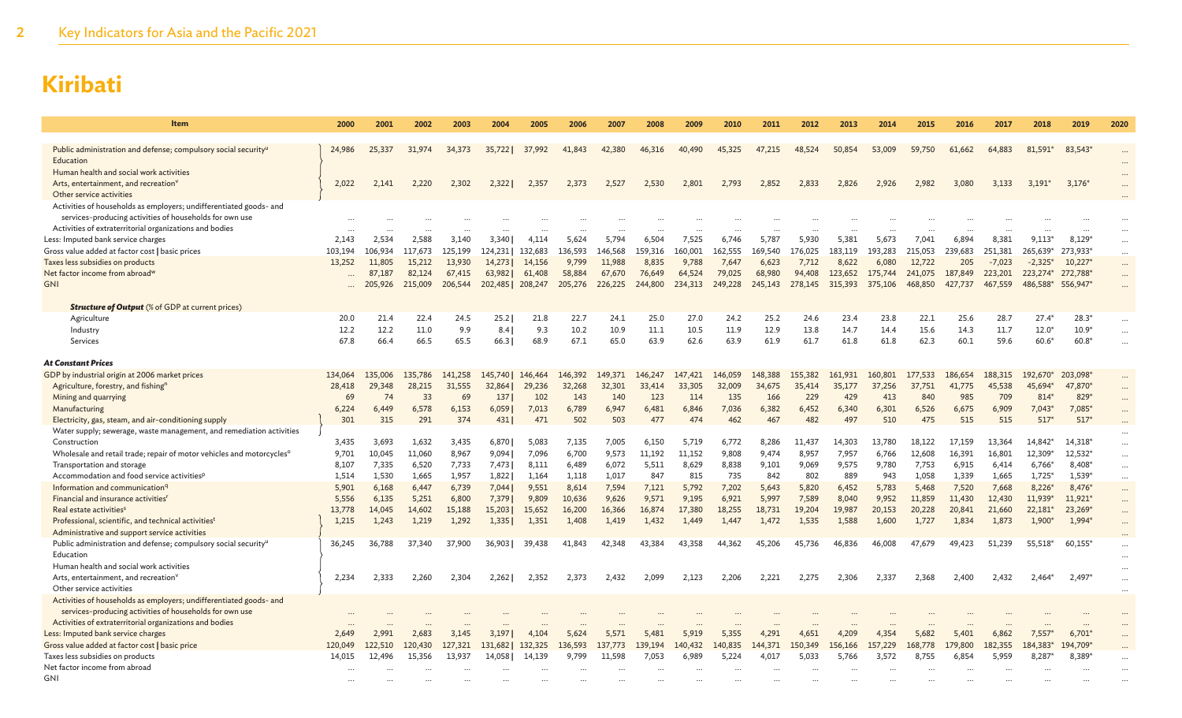# Kiribati

| Item | 2000 | 2001 | 2002 | 2003 | 2004 | 2005 | 2006 | 2007 | 2008 | 2009 | 2010 | 2011 | 2012 | 2013 | 2014 | 2015 | 2016 | 2017 | 2018 | 2019 | 2020 |
|---|---|---|---|---|---|---|---|---|---|---|---|---|---|---|---|---|---|---|---|---|---|
| Public administration and defense; compulsory social security[u] | 24,986 | 25,337 | 31,974 | 34,373 | 35,722 \| | 37,992 | 41,843 | 42,380 | 46,316 | 40,490 | 45,325 | 47,215 | 48,524 | 50,854 | 53,009 | 59,750 | 61,662 | 64,883 | 81,591* | 83,543* | ... |
| Education | | | | | | | | | | | | | | | | | | | | | ... |
| Human health and social work activities | | | | | | | | | | | | | | | | | | | | | ... |
| Arts, entertainment, and recreation[v] | 2,022 | 2,141 | 2,220 | 2,302 | 2,322 \| | 2,357 | 2,373 | 2,527 | 2,530 | 2,801 | 2,793 | 2,852 | 2,833 | 2,826 | 2,926 | 2,982 | 3,080 | 3,133 | 3,191* | 3,176* | ... |
| Other service activities | | | | | | | | | | | | | | | | | | | | | ... |
| Activities of households as employers; undifferentiated goods- and services-producing activities of households for own use | ... | ... | ... | ... | ... | ... | ... | ... | ... | ... | ... | ... | ... | ... | ... | ... | ... | ... | ... | ... | ... |
| Activities of extraterritorial organizations and bodies | ... | ... | ... | ... | ... | ... | ... | ... | ... | ... | ... | ... | ... | ... | ... | ... | ... | ... | ... | ... | ... |
| Less: Imputed bank service charges | 2,143 | 2,534 | 2,588 | 3,140 | 3,340 \| | 4,114 | 5,624 | 5,794 | 6,504 | 7,525 | 6,746 | 5,787 | 5,930 | 5,381 | 5,673 | 7,041 | 6,894 | 8,381 | 9,113* | 8,129* | ... |
| Gross value added at factor cost \| basic prices | 103,194 | 106,934 | 117,673 | 125,199 | 124,231 \| | 132,683 | 136,593 | 146,568 | 159,316 | 160,001 | 162,555 | 169,540 | 176,025 | 183,119 | 193,283 | 215,053 | 239,683 | 251,381 | 265,639* | 273,933* | ... |
| Taxes less subsidies on products | 13,252 | 11,805 | 15,212 | 13,930 | 14,273 \| | 14,156 | 9,799 | 11,988 | 8,835 | 9,788 | 7,647 | 6,623 | 7,712 | 8,622 | 6,080 | 12,722 | 205 | -7,023 | -2,325* | 10,227* | ... |
| Net factor income from abroad[w] | ... | 87,187 | 82,124 | 67,415 | 63,982 \| | 61,408 | 58,884 | 67,670 | 76,649 | 64,524 | 79,025 | 68,980 | 94,408 | 123,652 | 175,744 | 241,075 | 187,849 | 223,201 | 223,274* | 272,788* | ... |
| GNI | ... | 205,926 | 215,009 | 206,544 | 202,485 \| | 208,247 | 205,276 | 226,225 | 244,800 | 234,313 | 249,228 | 245,143 | 278,145 | 315,393 | 375,106 | 468,850 | 427,737 | 467,559 | 486,588* | 556,947* | ... |
| ***Structure of Output*** (% of GDP at current prices) | | | | | | | | | | | | | | | | | | | | | |
| Agriculture | 20.0 | 21.4 | 22.4 | 24.5 | 25.2 \| | 21.8 | 22.7 | 24.1 | 25.0 | 27.0 | 24.2 | 25.2 | 24.6 | 23.4 | 23.8 | 22.1 | 25.6 | 28.7 | 27.4* | 28.3* | ... |
| Industry | 12.2 | 12.2 | 11.0 | 9.9 | 8.4 \| | 9.3 | 10.2 | 10.9 | 11.1 | 10.5 | 11.9 | 12.9 | 13.8 | 14.7 | 14.4 | 15.6 | 14.3 | 11.7 | 12.0* | 10.9* | ... |
| Services | 67.8 | 66.4 | 66.5 | 65.5 | 66.3 \| | 68.9 | 67.1 | 65.0 | 63.9 | 62.6 | 63.9 | 61.9 | 61.7 | 61.8 | 61.8 | 62.3 | 60.1 | 59.6 | 60.6* | 60.8* | ... |
| ***At Constant Prices*** | | | | | | | | | | | | | | | | | | | | | |
| GDP by industrial origin at 2006 market prices | 134,064 | 135,006 | 135,786 | 141,258 | 145,740 \| | 146,464 | 146,392 | 149,371 | 146,247 | 147,421 | 146,059 | 148,388 | 155,382 | 161,931 | 160,801 | 177,533 | 186,654 | 188,315 | 192,670* | 203,098* | ... |
| Agriculture, forestry, and fishing[n] | 28,418 | 29,348 | 28,215 | 31,555 | 32,864 \| | 29,236 | 32,268 | 32,301 | 33,414 | 33,305 | 32,009 | 34,675 | 35,414 | 35,177 | 37,256 | 37,751 | 41,775 | 45,538 | 45,694* | 47,870* | ... |
| Mining and quarrying | 69 | 74 | 33 | 69 | 137 \| | 102 | 143 | 140 | 123 | 114 | 135 | 166 | 229 | 429 | 413 | 840 | 985 | 709 | 814* | 829* | ... |
| Manufacturing | 6,224 | 6,449 | 6,578 | 6,153 | 6,059 \| | 7,013 | 6,789 | 6,947 | 6,481 | 6,846 | 7,036 | 6,382 | 6,452 | 6,340 | 6,301 | 6,526 | 6,675 | 6,909 | 7,043* | 7,085* | ... |
| Electricity, gas, steam, and air-conditioning supply | 301 | 315 | 291 | 374 | 431 \| | 471 | 502 | 503 | 477 | 474 | 462 | 467 | 482 | 497 | 510 | 475 | 515 | 515 | 517* | 517* | ... |
| Water supply; sewerage, waste management, and remediation activities | | | | | | | | | | | | | | | | | | | | | ... |
| Construction | 3,435 | 3,693 | 1,632 | 3,435 | 6,870 \| | 5,083 | 7,135 | 7,005 | 6,150 | 5,719 | 6,772 | 8,286 | 11,437 | 14,303 | 13,780 | 18,122 | 17,159 | 13,364 | 14,842* | 14,318* | ... |
| Wholesale and retail trade; repair of motor vehicles and motorcycles[o] | 9,701 | 10,045 | 11,060 | 8,967 | 9,094 \| | 7,096 | 6,700 | 9,573 | 11,192 | 11,152 | 9,808 | 9,474 | 8,957 | 7,957 | 6,766 | 12,608 | 16,391 | 16,801 | 12,309* | 12,532* | ... |
| Transportation and storage | 8,107 | 7,335 | 6,520 | 7,733 | 7,473 \| | 8,111 | 6,489 | 6,072 | 5,511 | 8,629 | 8,838 | 9,101 | 9,069 | 9,575 | 9,780 | 7,753 | 6,915 | 6,414 | 6,766* | 8,408* | ... |
| Accommodation and food service activities[p] | 1,514 | 1,530 | 1,665 | 1,957 | 1,822 \| | 1,164 | 1,118 | 1,017 | 847 | 815 | 735 | 842 | 802 | 889 | 943 | 1,058 | 1,339 | 1,665 | 1,725* | 1,539* | ... |
| Information and communication[q] | 5,901 | 6,168 | 6,447 | 6,739 | 7,044 \| | 9,551 | 8,614 | 7,594 | 7,121 | 5,792 | 7,202 | 5,643 | 5,820 | 6,452 | 5,783 | 5,468 | 7,520 | 7,668 | 8,226* | 8,476* | ... |
| Financial and insurance activities[r] | 5,556 | 6,135 | 5,251 | 6,800 | 7,379 \| | 9,809 | 10,636 | 9,626 | 9,571 | 9,195 | 6,921 | 5,997 | 7,589 | 8,040 | 9,952 | 11,859 | 11,430 | 12,430 | 11,939* | 11,921* | ... |
| Real estate activities[s] | 13,778 | 14,045 | 14,602 | 15,188 | 15,203 \| | 15,652 | 16,200 | 16,366 | 16,874 | 17,380 | 18,255 | 18,731 | 19,204 | 19,987 | 20,153 | 20,228 | 20,841 | 21,660 | 22,181* | 23,269* | ... |
| Professional, scientific, and technical activities[t] | 1,215 | 1,243 | 1,219 | 1,292 | 1,335 \| | 1,351 | 1,408 | 1,419 | 1,432 | 1,449 | 1,447 | 1,472 | 1,535 | 1,588 | 1,600 | 1,727 | 1,834 | 1,873 | 1,900* | 1,994* | ... |
| Administrative and support service activities | | | | | | | | | | | | | | | | | | | | | ... |
| Public administration and defense; compulsory social security[u] | 36,245 | 36,788 | 37,340 | 37,900 | 36,903 \| | 39,438 | 41,843 | 42,348 | 43,384 | 43,358 | 44,362 | 45,206 | 45,736 | 46,836 | 46,008 | 47,679 | 49,423 | 51,239 | 55,518* | 60,155* | ... |
| Education | | | | | | | | | | | | | | | | | | | | | ... |
| Human health and social work activities | | | | | | | | | | | | | | | | | | | | | ... |
| Arts, entertainment, and recreation[v] | 2,234 | 2,333 | 2,260 | 2,304 | 2,262 \| | 2,352 | 2,373 | 2,432 | 2,099 | 2,123 | 2,206 | 2,221 | 2,275 | 2,306 | 2,337 | 2,368 | 2,400 | 2,432 | 2,464* | 2,497* | ... |
| Other service activities | | | | | | | | | | | | | | | | | | | | | ... |
| Activities of households as employers; undifferentiated goods- and services-producing activities of households for own use | ... | ... | ... | ... | ... | ... | ... | ... | ... | ... | ... | ... | ... | ... | ... | ... | ... | ... | ... | ... | ... |
| Activities of extraterritorial organizations and bodies | ... | ... | ... | ... | ... | ... | ... | ... | ... | ... | ... | ... | ... | ... | ... | ... | ... | ... | ... | ... | ... |
| Less: Imputed bank service charges | 2,649 | 2,991 | 2,683 | 3,145 | 3,197 \| | 4,104 | 5,624 | 5,571 | 5,481 | 5,919 | 5,355 | 4,291 | 4,651 | 4,209 | 4,354 | 5,682 | 5,401 | 6,862 | 7,557* | 6,701* | ... |
| Gross value added at factor cost \| basic price | 120,049 | 122,510 | 120,430 | 127,321 | 131,682 \| | 132,325 | 136,593 | 137,773 | 139,194 | 140,432 | 140,835 | 144,371 | 150,349 | 156,166 | 157,229 | 168,778 | 179,800 | 182,355 | 184,383* | 194,709* | ... |
| Taxes less subsidies on products | 14,015 | 12,496 | 15,356 | 13,937 | 14,058 \| | 14,139 | 9,799 | 11,598 | 7,053 | 6,989 | 5,224 | 4,017 | 5,033 | 5,766 | 3,572 | 8,755 | 6,854 | 5,959 | 8,287* | 8,389* | ... |
| Net factor income from abroad | ... | ... | ... | ... | ... | ... | ... | ... | ... | ... | ... | ... | ... | ... | ... | ... | ... | ... | ... | ... | ... |
| GNI | ... | ... | ... | ... | ... | ... | ... | ... | ... | ... | ... | ... | ... | ... | ... | ... | ... | ... | ... | ... | ... |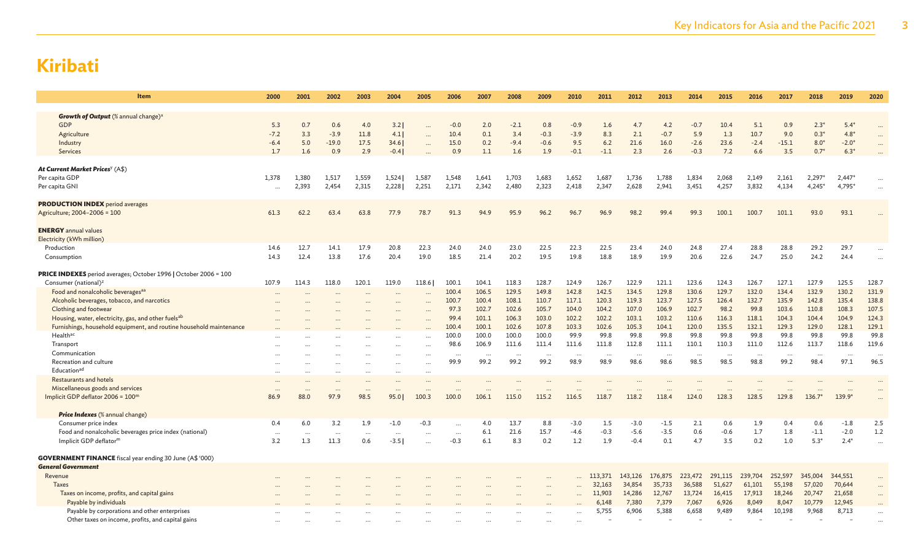# Kiribati

| Item | 2000 | 2001 | 2002 | 2003 | 2004 | 2005 | 2006 | 2007 | 2008 | 2009 | 2010 | 2011 | 2012 | 2013 | 2014 | 2015 | 2016 | 2017 | 2018 | 2019 | 2020 |
|---|---|---|---|---|---|---|---|---|---|---|---|---|---|---|---|---|---|---|---|---|---|
| ***Growth of Output*** (% annual change)[x] | | | | | | | | | | | | | | | | | | | | | |
| GDP | 5.3 | 0.7 | 0.6 | 4.0 | 3.2 \| | … | -0.0 | 2.0 | -2.1 | 0.8 | -0.9 | 1.6 | 4.7 | 4.2 | -0.7 | 10.4 | 5.1 | 0.9 | 2.3* | 5.4* | … |
| Agriculture | -7.2 | 3.3 | -3.9 | 11.8 | 4.1 \| | … | 10.4 | 0.1 | 3.4 | -0.3 | -3.9 | 8.3 | 2.1 | -0.7 | 5.9 | 1.3 | 10.7 | 9.0 | 0.3* | 4.8* | … |
| Industry | -6.4 | 5.0 | -19.0 | 17.5 | 34.6 \| | … | 15.0 | 0.2 | -9.4 | -0.6 | 9.5 | 6.2 | 21.6 | 16.0 | -2.6 | 23.6 | -2.4 | -15.1 | 8.0* | -2.0* | … |
| Services | 1.7 | 1.6 | 0.9 | 2.9 | -0.4 \| | … | 0.9 | 1.1 | 1.6 | 1.9 | -0.1 | -1.1 | 2.3 | 2.6 | -0.3 | 7.2 | 6.6 | 3.5 | 0.7* | 6.3* | … |
| ***At Current Market Prices***[y] (A$) | | | | | | | | | | | | | | | | | | | | | |
| Per capita GDP | 1,378 | 1,380 | 1,517 | 1,559 | 1,524 \| | 1,587 | 1,548 | 1,641 | 1,703 | 1,683 | 1,652 | 1,687 | 1,736 | 1,788 | 1,834 | 2,068 | 2,149 | 2,161 | 2,297* | 2,447* | … |
| Per capita GNI | … | 2,393 | 2,454 | 2,315 | 2,228 \| | 2,251 | 2,171 | 2,342 | 2,480 | 2,323 | 2,418 | 2,347 | 2,628 | 2,941 | 3,451 | 4,257 | 3,832 | 4,134 | 4,245* | 4,795* | … |
| **PRODUCTION INDEX** period averages | | | | | | | | | | | | | | | | | | | | | |
| Agriculture; 2004–2006 = 100 | 61.3 | 62.2 | 63.4 | 63.8 | 77.9 | 78.7 | 91.3 | 94.9 | 95.9 | 96.2 | 96.7 | 96.9 | 98.2 | 99.4 | 99.3 | 100.1 | 100.7 | 101.1 | 93.0 | 93.1 | … |
| **ENERGY** annual values | | | | | | | | | | | | | | | | | | | | | |
| Electricity (kWh million) | | | | | | | | | | | | | | | | | | | | | |
| Production | 14.6 | 12.7 | 14.1 | 17.9 | 20.8 | 22.3 | 24.0 | 24.0 | 23.0 | 22.5 | 22.3 | 22.5 | 23.4 | 24.0 | 24.8 | 27.4 | 28.8 | 28.8 | 29.2 | 29.7 | … |
| Consumption | 14.3 | 12.4 | 13.8 | 17.6 | 20.4 | 19.0 | 18.5 | 21.4 | 20.2 | 19.5 | 19.8 | 18.8 | 18.9 | 19.9 | 20.6 | 22.6 | 24.7 | 25.0 | 24.2 | 24.4 | … |
| **PRICE INDEXES** period averages; October 1996 \| October 2006 = 100 | | | | | | | | | | | | | | | | | | | | | |
| Consumer (national)[z] | 107.9 | 114.3 | 118.0 | 120.1 | 119.0 | 118.6 \| | 100.1 | 104.1 | 118.3 | 128.7 | 124.9 | 126.7 | 122.9 | 121.1 | 123.6 | 124.3 | 126.7 | 127.1 | 127.9 | 125.5 | 128.7 |
| Food and nonalcoholic beverages[aa] | … | … | … | … | … | … | 100.4 | 106.5 | 129.5 | 149.8 | 142.8 | 142.5 | 134.5 | 129.8 | 130.6 | 129.7 | 132.0 | 134.4 | 132.9 | 130.2 | 131.9 |
| Alcoholic beverages, tobacco, and narcotics | … | … | … | … | … | … | 100.7 | 100.4 | 108.1 | 110.7 | 117.1 | 120.3 | 119.3 | 123.7 | 127.5 | 126.4 | 132.7 | 135.9 | 142.8 | 135.4 | 138.8 |
| Clothing and footwear | … | … | … | … | … | … | 97.3 | 102.7 | 102.6 | 105.7 | 104.0 | 104.2 | 107.0 | 106.9 | 102.7 | 98.2 | 99.8 | 103.6 | 110.8 | 108.3 | 107.5 |
| Housing, water, electricity, gas, and other fuels[ab] | … | … | … | … | … | … | 99.4 | 101.1 | 106.3 | 103.0 | 102.2 | 102.2 | 103.1 | 103.2 | 110.6 | 116.3 | 118.1 | 104.3 | 104.4 | 104.9 | 124.3 |
| Furnishings, household equipment, and routine household maintenance | … | … | … | … | … | … | 100.4 | 100.1 | 102.6 | 107.8 | 103.3 | 102.6 | 105.3 | 104.1 | 120.0 | 135.5 | 132.1 | 129.3 | 129.0 | 128.1 | 129.1 |
| Health[ac] | … | … | … | … | … | … | 100.0 | 100.0 | 100.0 | 100.0 | 99.9 | 99.8 | 99.8 | 99.8 | 99.8 | 99.8 | 99.8 | 99.8 | 99.8 | 99.8 | 99.8 |
| Transport | … | … | … | … | … | … | 98.6 | 106.9 | 111.6 | 111.4 | 111.6 | 111.8 | 112.8 | 111.1 | 110.1 | 110.3 | 111.0 | 112.6 | 113.7 | 118.6 | 119.6 |
| Communication | … | … | … | … | … | … | … | … | … | … | … | … | … | … | … | … | … | … | … | … | … |
| Recreation and culture | … | … | … | … | … | … | 99.9 | 99.2 | 99.2 | 99.2 | 98.9 | 98.9 | 98.6 | 98.6 | 98.5 | 98.5 | 98.8 | 99.2 | 98.4 | 97.1 | 96.5 |
| Education[ad] | … | … | … | … | … | … | | | | | | | | | | | | | | | |
| Restaurants and hotels | … | … | … | … | … | … | … | … | … | … | … | … | … | … | … | … | … | … | … | … | … |
| Miscellaneous goods and services | … | … | … | … | … | … | … | … | … | … | … | … | … | … | … | … | … | … | … | … | … |
| Implicit GDP deflator 2006 = 100[m] | 86.9 | 88.0 | 97.9 | 98.5 | 95.0 \| | 100.3 | 100.0 | 106.1 | 115.0 | 115.2 | 116.5 | 118.7 | 118.2 | 118.4 | 124.0 | 128.3 | 128.5 | 129.8 | 136.7* | 139.9* | … |
| ***Price Indexes*** (% annual change) | | | | | | | | | | | | | | | | | | | | | |
| Consumer price index | 0.4 | 6.0 | 3.2 | 1.9 | -1.0 | -0.3 | … | 4.0 | 13.7 | 8.8 | -3.0 | 1.5 | -3.0 | -1.5 | 2.1 | 0.6 | 1.9 | 0.4 | 0.6 | -1.8 | 2.5 |
| Food and nonalcoholic beverages price index (national) | … | … | … | … | … | … | … | 6.1 | 21.6 | 15.7 | -4.6 | -0.3 | -5.6 | -3.5 | 0.6 | -0.6 | 1.7 | 1.8 | -1.1 | -2.0 | 1.2 |
| Implicit GDP deflator[m] | 3.2 | 1.3 | 11.3 | 0.6 | -3.5 \| | … | -0.3 | 6.1 | 8.3 | 0.2 | 1.2 | 1.9 | -0.4 | 0.1 | 4.7 | 3.5 | 0.2 | 1.0 | 5.3* | 2.4* | … |
| **GOVERNMENT FINANCE** fiscal year ending 30 June (A$ '000) | | | | | | | | | | | | | | | | | | | | | |
| ***General Government*** | | | | | | | | | | | | | | | | | | | | | |
| Revenue | … | … | … | … | … | … | … | … | … | … | … | 113,371 | 143,126 | 176,875 | 223,472 | 291,115 | 239,704 | 252,597 | 345,004 | 344,551 | … |
| Taxes | … | … | … | … | … | … | … | … | … | … | … | 32,163 | 34,854 | 35,733 | 36,588 | 51,627 | 61,101 | 55,198 | 57,020 | 70,644 | … |
| Taxes on income, profits, and capital gains | … | … | … | … | … | … | … | … | … | … | … | 11,903 | 14,286 | 12,767 | 13,724 | 16,415 | 17,913 | 18,246 | 20,747 | 21,658 | … |
| Payable by individuals | … | … | … | … | … | … | … | … | … | … | … | 6,148 | 7,380 | 7,379 | 7,067 | 6,926 | 8,049 | 8,047 | 10,779 | 12,945 | … |
| Payable by corporations and other enterprises | … | … | … | … | … | … | … | … | … | … | … | 5,755 | 6,906 | 5,388 | 6,658 | 9,489 | 9,864 | 10,198 | 9,968 | 8,713 | … |
| Other taxes on income, profits, and capital gains | … | … | … | … | … | … | … | … | … | … | … | – | – | – | – | – | – | – | – | – | … |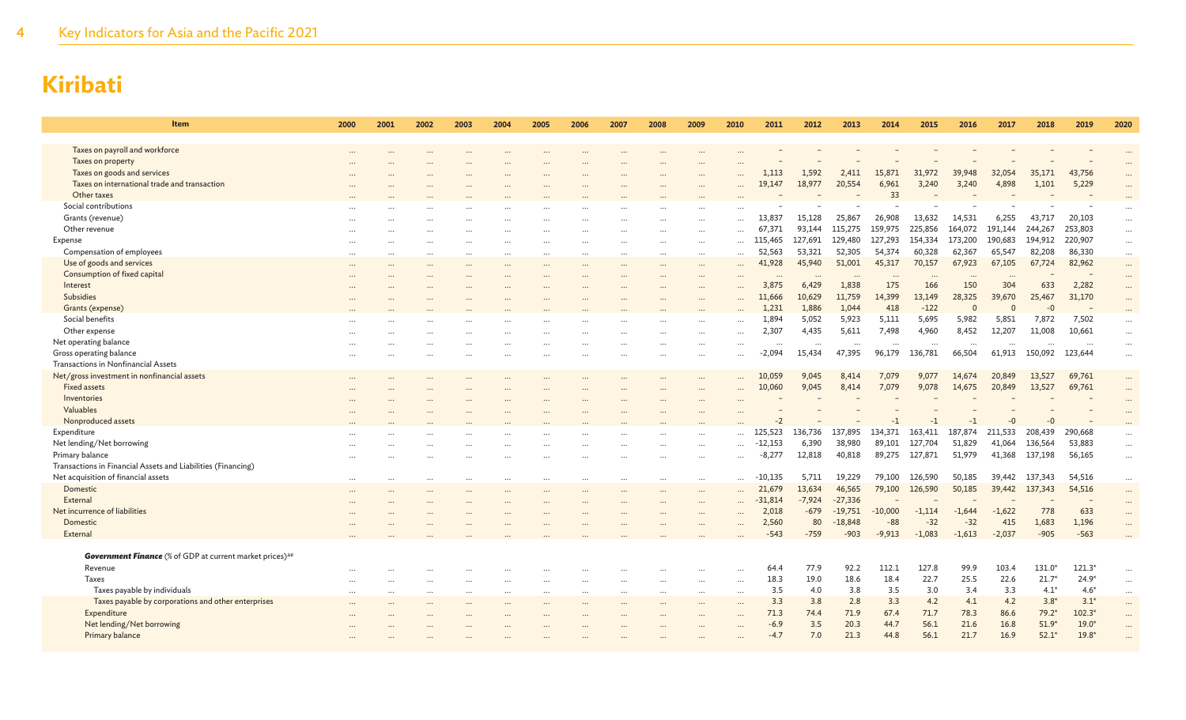# Kiribati

| Item | 2000 | 2001 | 2002 | 2003 | 2004 | 2005 | 2006 | 2007 | 2008 | 2009 | 2010 | 2011 | 2012 | 2013 | 2014 | 2015 | 2016 | 2017 | 2018 | 2019 | 2020 |
|---|---|---|---|---|---|---|---|---|---|---|---|---|---|---|---|---|---|---|---|---|---|
| Taxes on payroll and workforce | … | … | … | … | … | … | … | … | … | … | … | – | – | – | – | – | – | – | – | – | … |
| Taxes on property | … | … | … | … | … | … | … | … | … | … | … | – | – | – | – | – | – | – | – | – | … |
| Taxes on goods and services | … | … | … | … | … | … | … | … | … | … | … | 1,113 | 1,592 | 2,411 | 15,871 | 31,972 | 39,948 | 32,054 | 35,171 | 43,756 | … |
| Taxes on international trade and transaction | … | … | … | … | … | … | … | … | … | … | … | 19,147 | 18,977 | 20,554 | 6,961 | 3,240 | 3,240 | 4,898 | 1,101 | 5,229 | … |
| Other taxes | … | … | … | … | … | … | … | … | … | … | … | – | – | – | 33 | – | – | – | – | – | … |
| Social contributions | … | … | … | … | … | … | … | … | … | … | … | – | – | – | – | – | – | – | – | – | … |
| Grants (revenue) | … | … | … | … | … | … | … | … | … | … | … | 13,837 | 15,128 | 25,867 | 26,908 | 13,632 | 14,531 | 6,255 | 43,717 | 20,103 | … |
| Other revenue | … | … | … | … | … | … | … | … | … | … | … | 67,371 | 93,144 | 115,275 | 159,975 | 225,856 | 164,072 | 191,144 | 244,267 | 253,803 | … |
| Expense | … | … | … | … | … | … | … | … | … | … | … | 115,465 | 127,691 | 129,480 | 127,293 | 154,334 | 173,200 | 190,683 | 194,912 | 220,907 | … |
| Compensation of employees | … | … | … | … | … | … | … | … | … | … | … | 52,563 | 53,321 | 52,305 | 54,374 | 60,328 | 62,367 | 65,547 | 82,208 | 86,330 | … |
| Use of goods and services | … | … | … | … | … | … | … | … | … | … | … | 41,928 | 45,940 | 51,001 | 45,317 | 70,157 | 67,923 | 67,105 | 67,724 | 82,962 | … |
| Consumption of fixed capital | … | … | … | … | … | … | … | … | … | … | … | … | … | … | … | … | … | … | – | – | … |
| Interest | … | … | … | … | … | … | … | … | … | … | … | 3,875 | 6,429 | 1,838 | 175 | 166 | 150 | 304 | 633 | 2,282 | … |
| Subsidies | … | … | … | … | … | … | … | … | … | … | … | 11,666 | 10,629 | 11,759 | 14,399 | 13,149 | 28,325 | 39,670 | 25,467 | 31,170 | … |
| Grants (expense) | … | … | … | … | … | … | … | … | … | … | … | 1,231 | 1,886 | 1,044 | 418 | -122 | 0 | 0 | -0 | – | … |
| Social benefits | … | … | … | … | … | … | … | … | … | … | … | 1,894 | 5,052 | 5,923 | 5,111 | 5,695 | 5,982 | 5,851 | 7,872 | 7,502 | … |
| Other expense | … | … | … | … | … | … | … | … | … | … | … | 2,307 | 4,435 | 5,611 | 7,498 | 4,960 | 8,452 | 12,207 | 11,008 | 10,661 | … |
| Net operating balance | … | … | … | … | … | … | … | … | … | … | … | … | … | … | … | … | … | … | … | … | … |
| Gross operating balance | … | … | … | … | … | … | … | … | … | … | … | -2,094 | 15,434 | 47,395 | 96,179 | 136,781 | 66,504 | 61,913 | 150,092 | 123,644 | … |
| Transactions in Nonfinancial Assets | | | | | | | | | | | | | | | | | | | | | |
| Net/gross investment in nonfinancial assets | … | … | … | … | … | … | … | … | … | … | … | 10,059 | 9,045 | 8,414 | 7,079 | 9,077 | 14,674 | 20,849 | 13,527 | 69,761 | … |
| Fixed assets | … | … | … | … | … | … | … | … | … | … | … | 10,060 | 9,045 | 8,414 | 7,079 | 9,078 | 14,675 | 20,849 | 13,527 | 69,761 | … |
| Inventories | … | … | … | … | … | … | … | … | … | … | … | – | – | – | – | – | – | – | – | – | … |
| Valuables | … | … | … | … | … | … | … | … | … | … | … | – | – | – | – | – | – | – | – | – | … |
| Nonproduced assets | … | … | … | … | … | … | … | … | … | … | … | -2 | – | – | -1 | -1 | -1 | -0 | -0 | – | … |
| Expenditure | … | … | … | … | … | … | … | … | … | … | … | 125,523 | 136,736 | 137,895 | 134,371 | 163,411 | 187,874 | 211,533 | 208,439 | 290,668 | … |
| Net lending/Net borrowing | … | … | … | … | … | … | … | … | … | … | … | -12,153 | 6,390 | 38,980 | 89,101 | 127,704 | 51,829 | 41,064 | 136,564 | 53,883 | … |
| Primary balance | … | … | … | … | … | … | … | … | … | … | … | -8,277 | 12,818 | 40,818 | 89,275 | 127,871 | 51,979 | 41,368 | 137,198 | 56,165 | … |
| Transactions in Financial Assets and Liabilities (Financing) | | | | | | | | | | | | | | | | | | | | | |
| Net acquisition of financial assets | … | … | … | … | … | … | … | … | … | … | … | -10,135 | 5,711 | 19,229 | 79,100 | 126,590 | 50,185 | 39,442 | 137,343 | 54,516 | … |
| Domestic | … | … | … | … | … | … | … | … | … | … | … | 21,679 | 13,634 | 46,565 | 79,100 | 126,590 | 50,185 | 39,442 | 137,343 | 54,516 | … |
| External | … | … | … | … | … | … | … | … | … | … | … | -31,814 | -7,924 | -27,336 | – | – | – | – | – | – | … |
| Net incurrence of liabilities | … | … | … | … | … | … | … | … | … | … | … | 2,018 | -679 | -19,751 | -10,000 | -1,114 | -1,644 | -1,622 | 778 | 633 | … |
| Domestic | … | … | … | … | … | … | … | … | … | … | … | 2,560 | 80 | -18,848 | -88 | -32 | -32 | 415 | 1,683 | 1,196 | … |
| External | … | … | … | … | … | … | … | … | … | … | … | -543 | -759 | -903 | -9,913 | -1,083 | -1,613 | -2,037 | -905 | -563 | … |
| ***Government Finance*** (% of GDP at current market prices)[ae] | | | | | | | | | | | | | | | | | | | | | |
| Revenue | … | … | … | … | … | … | … | … | … | … | … | 64.4 | 77.9 | 92.2 | 112.1 | 127.8 | 99.9 | 103.4 | 131.0* | 121.3* | … |
| Taxes | … | … | … | … | … | … | … | … | … | … | … | 18.3 | 19.0 | 18.6 | 18.4 | 22.7 | 25.5 | 22.6 | 21.7* | 24.9* | … |
| Taxes payable by individuals | … | … | … | … | … | … | … | … | … | … | … | 3.5 | 4.0 | 3.8 | 3.5 | 3.0 | 3.4 | 3.3 | 4.1* | 4.6* | … |
| Taxes payable by corporations and other enterprises | … | … | … | … | … | … | … | … | … | … | … | 3.3 | 3.8 | 2.8 | 3.3 | 4.2 | 4.1 | 4.2 | 3.8* | 3.1* | … |
| Expenditure | … | … | … | … | … | … | … | … | … | … | … | 71.3 | 74.4 | 71.9 | 67.4 | 71.7 | 78.3 | 86.6 | 79.2* | 102.3* | … |
| Net lending/Net borrowing | … | … | … | … | … | … | … | … | … | … | … | -6.9 | 3.5 | 20.3 | 44.7 | 56.1 | 21.6 | 16.8 | 51.9* | 19.0* | … |
| Primary balance | … | … | … | … | … | … | … | … | … | … | … | -4.7 | 7.0 | 21.3 | 44.8 | 56.1 | 21.7 | 16.9 | 52.1* | 19.8* | … |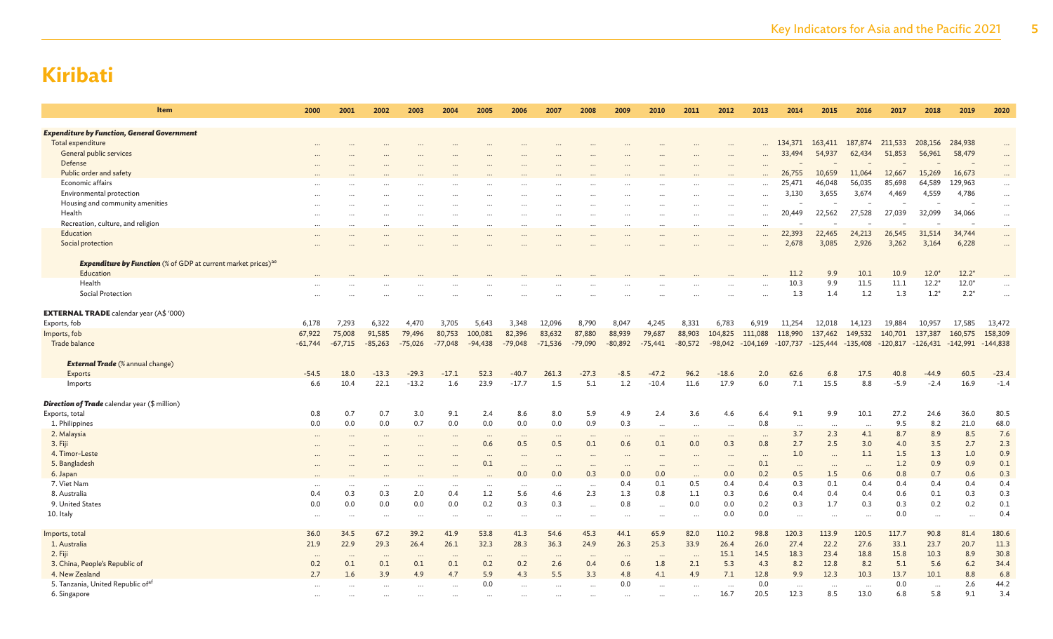# Kiribati

| Item | 2000 | 2001 | 2002 | 2003 | 2004 | 2005 | 2006 | 2007 | 2008 | 2009 | 2010 | 2011 | 2012 | 2013 | 2014 | 2015 | 2016 | 2017 | 2018 | 2019 | 2020 |
|---|---|---|---|---|---|---|---|---|---|---|---|---|---|---|---|---|---|---|---|---|---|
| ***Expenditure by Function, General Government*** | | | | | | | | | | | | | | | | | | | | | |
| Total expenditure | … | … | … | … | … | … | … | … | … | … | … | … | … | … | 134,371 | 163,411 | 187,874 | 211,533 | 208,156 | 284,938 | … |
| General public services | … | … | … | … | … | … | … | … | … | … | … | … | … | … | 33,494 | 54,937 | 62,434 | 51,853 | 56,961 | 58,479 | … |
| Defense | … | … | … | … | … | … | … | … | … | … | … | … | … | … | – | – | – | – | – | – | … |
| Public order and safety | … | … | … | … | … | … | … | … | … | … | … | … | … | … | 26,755 | 10,659 | 11,064 | 12,667 | 15,269 | 16,673 | … |
| Economic affairs | … | … | … | … | … | … | … | … | … | … | … | … | … | … | 25,471 | 46,048 | 56,035 | 85,698 | 64,589 | 129,963 | … |
| Environmental protection | … | … | … | … | … | … | … | … | … | … | … | … | … | … | 3,130 | 3,655 | 3,674 | 4,469 | 4,559 | 4,786 | … |
| Housing and community amenities | … | … | … | … | … | … | … | … | … | … | … | … | … | … | – | – | – | – | – | – | … |
| Health | … | … | … | … | … | … | … | … | … | … | … | … | … | … | 20,449 | 22,562 | 27,528 | 27,039 | 32,099 | 34,066 | … |
| Recreation, culture, and religion | … | … | … | … | … | … | … | … | … | … | … | … | … | … | – | – | – | – | – | – | … |
| Education | … | … | … | … | … | … | … | … | … | … | … | … | … | … | 22,393 | 22,465 | 24,213 | 26,545 | 31,514 | 34,744 | … |
| Social protection | … | … | … | … | … | … | … | … | … | … | … | … | … | … | 2,678 | 3,085 | 2,926 | 3,262 | 3,164 | 6,228 | … |
| ***Expenditure by Function*** (% of GDP at current market prices)[ae] | | | | | | | | | | | | | | | | | | | | | |
| Education | … | … | … | … | … | … | … | … | … | … | … | … | … | … | 11.2 | 9.9 | 10.1 | 10.9 | 12.0* | 12.2* | … |
| Health | … | … | … | … | … | … | … | … | … | … | … | … | … | … | 10.3 | 9.9 | 11.5 | 11.1 | 12.2* | 12.0* | … |
| Social Protection | … | … | … | … | … | … | … | … | … | … | … | … | … | … | 1.3 | 1.4 | 1.2 | 1.3 | 1.2* | 2.2* | … |
| **EXTERNAL TRADE** calendar year (A$ '000) | | | | | | | | | | | | | | | | | | | | | |
| Exports, fob | 6,178 | 7,293 | 6,322 | 4,470 | 3,705 | 5,643 | 3,348 | 12,096 | 8,790 | 8,047 | 4,245 | 8,331 | 6,783 | 6,919 | 11,254 | 12,018 | 14,123 | 19,884 | 10,957 | 17,585 | 13,472 |
| Imports, fob | 67,922 | 75,008 | 91,585 | 79,496 | 80,753 | 100,081 | 82,396 | 83,632 | 87,880 | 88,939 | 79,687 | 88,903 | 104,825 | 111,088 | 118,990 | 137,462 | 149,532 | 140,701 | 137,387 | 160,575 | 158,309 |
| Trade balance | -61,744 | -67,715 | -85,263 | -75,026 | -77,048 | -94,438 | -79,048 | -71,536 | -79,090 | -80,892 | -75,441 | -80,572 | -98,042 | -104,169 | -107,737 | -125,444 | -135,408 | -120,817 | -126,431 | -142,991 | -144,838 |
| ***External Trade*** (% annual change) | | | | | | | | | | | | | | | | | | | | | |
| Exports | -54.5 | 18.0 | -13.3 | -29.3 | -17.1 | 52.3 | -40.7 | 261.3 | -27.3 | -8.5 | -47.2 | 96.2 | -18.6 | 2.0 | 62.6 | 6.8 | 17.5 | 40.8 | -44.9 | 60.5 | -23.4 |
| Imports | 6.6 | 10.4 | 22.1 | -13.2 | 1.6 | 23.9 | -17.7 | 1.5 | 5.1 | 1.2 | -10.4 | 11.6 | 17.9 | 6.0 | 7.1 | 15.5 | 8.8 | -5.9 | -2.4 | 16.9 | -1.4 |
| ***Direction of Trade*** calendar year ($ million) | | | | | | | | | | | | | | | | | | | | | |
| Exports, total | 0.8 | 0.7 | 0.7 | 3.0 | 9.1 | 2.4 | 8.6 | 8.0 | 5.9 | 4.9 | 2.4 | 3.6 | 4.6 | 6.4 | 9.1 | 9.9 | 10.1 | 27.2 | 24.6 | 36.0 | 80.5 |
| 1. Philippines | 0.0 | 0.0 | 0.0 | 0.7 | 0.0 | 0.0 | 0.0 | 0.0 | 0.9 | 0.3 | … | … | … | 0.8 | … | … | … | 9.5 | 8.2 | 21.0 | 68.0 |
| 2. Malaysia | … | … | … | … | … | … | … | … | … | … | … | … | … | … | 3.7 | 2.3 | 4.1 | 8.7 | 8.9 | 8.5 | 7.6 |
| 3. Fiji | … | … | … | … | … | 0.6 | 0.5 | 0.5 | 0.1 | 0.6 | 0.1 | 0.0 | 0.3 | 0.8 | 2.7 | 2.5 | 3.0 | 4.0 | 3.5 | 2.7 | 2.3 |
| 4. Timor-Leste | … | … | … | … | … | … | … | … | … | … | … | … | … | … | 1.0 | … | 1.1 | 1.5 | 1.3 | 1.0 | 0.9 |
| 5. Bangladesh | … | … | … | … | … | 0.1 | … | … | … | … | … | … | … | 0.1 | … | … | … | 1.2 | 0.9 | 0.9 | 0.1 |
| 6. Japan | … | … | … | … | … | … | 0.0 | 0.0 | 0.3 | 0.0 | 0.0 | … | 0.0 | 0.2 | 0.5 | 1.5 | 0.6 | 0.8 | 0.7 | 0.6 | 0.3 |
| 7. Viet Nam | … | … | … | … | … | … | … | … | … | 0.4 | 0.1 | 0.5 | 0.4 | 0.4 | 0.3 | 0.1 | 0.4 | 0.4 | 0.4 | 0.4 | 0.4 |
| 8. Australia | 0.4 | 0.3 | 0.3 | 2.0 | 0.4 | 1.2 | 5.6 | 4.6 | 2.3 | 1.3 | 0.8 | 1.1 | 0.3 | 0.6 | 0.4 | 0.4 | 0.4 | 0.6 | 0.1 | 0.3 | 0.3 |
| 9. United States | 0.0 | 0.0 | 0.0 | 0.0 | 0.0 | 0.2 | 0.3 | 0.3 | … | 0.8 | … | 0.0 | 0.0 | 0.2 | 0.3 | 1.7 | 0.3 | 0.3 | 0.2 | 0.2 | 0.1 |
| 10. Italy | … | … | … | … | … | … | … | … | … | … | … | … | 0.0 | 0.0 | … | … | … | 0.0 | … | … | 0.4 |
| Imports, total | 36.0 | 34.5 | 67.2 | 39.2 | 41.9 | 53.8 | 41.3 | 54.6 | 45.3 | 44.1 | 65.9 | 82.0 | 110.2 | 98.8 | 120.3 | 113.9 | 120.5 | 117.7 | 90.8 | 81.4 | 180.6 |
| 1. Australia | 21.9 | 22.9 | 29.3 | 26.4 | 26.1 | 32.3 | 28.3 | 36.3 | 24.9 | 26.3 | 25.3 | 33.9 | 26.4 | 26.0 | 27.4 | 22.2 | 27.6 | 33.1 | 23.7 | 20.7 | 11.3 |
| 2. Fiji | … | … | … | … | … | … | … | … | … | … | … | … | 15.1 | 14.5 | 18.3 | 23.4 | 18.8 | 15.8 | 10.3 | 8.9 | 30.8 |
| 3. China, People's Republic of | 0.2 | 0.1 | 0.1 | 0.1 | 0.1 | 0.2 | 0.2 | 2.6 | 0.4 | 0.6 | 1.8 | 2.1 | 5.3 | 4.3 | 8.2 | 12.8 | 8.2 | 5.1 | 5.6 | 6.2 | 34.4 |
| 4. New Zealand | 2.7 | 1.6 | 3.9 | 4.9 | 4.7 | 5.9 | 4.3 | 5.5 | 3.3 | 4.8 | 4.1 | 4.9 | 7.1 | 12.8 | 9.9 | 12.3 | 10.3 | 13.7 | 10.1 | 8.8 | 6.8 |
| 5. Tanzania, United Republic of[af] | … | … | … | … | … | 0.0 | … | … | … | 0.0 | … | … | … | 0.0 | … | … | … | 0.0 | … | 2.6 | 44.2 |
| 6. Singapore | … | … | … | … | … | … | … | … | … | … | … | … | 16.7 | 20.5 | 12.3 | 8.5 | 13.0 | 6.8 | 5.8 | 9.1 | 3.4 |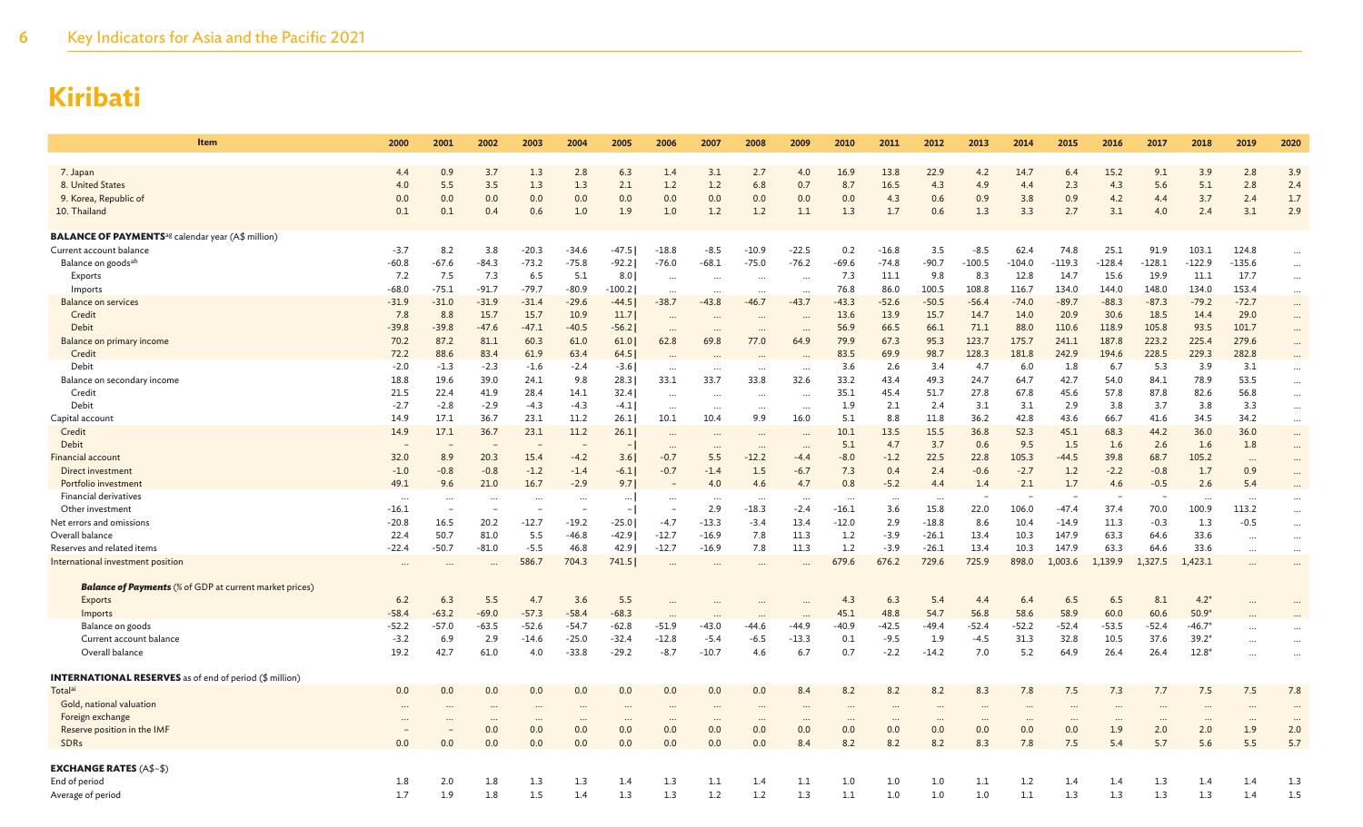# Kiribati

| Item | 2000 | 2001 | 2002 | 2003 | 2004 | 2005 | 2006 | 2007 | 2008 | 2009 | 2010 | 2011 | 2012 | 2013 | 2014 | 2015 | 2016 | 2017 | 2018 | 2019 | 2020 |
|---|---|---|---|---|---|---|---|---|---|---|---|---|---|---|---|---|---|---|---|---|---|
| 7. Japan | 4.4 | 0.9 | 3.7 | 1.3 | 2.8 | 6.3 | 1.4 | 3.1 | 2.7 | 4.0 | 16.9 | 13.8 | 22.9 | 4.2 | 14.7 | 6.4 | 15.2 | 9.1 | 3.9 | 2.8 | 3.9 |
| 8. United States | 4.0 | 5.5 | 3.5 | 1.3 | 1.3 | 2.1 | 1.2 | 1.2 | 6.8 | 0.7 | 8.7 | 16.5 | 4.3 | 4.9 | 4.4 | 2.3 | 4.3 | 5.6 | 5.1 | 2.8 | 2.4 |
| 9. Korea, Republic of | 0.0 | 0.0 | 0.0 | 0.0 | 0.0 | 0.0 | 0.0 | 0.0 | 0.0 | 0.0 | 0.0 | 4.3 | 0.6 | 0.9 | 3.8 | 0.9 | 4.2 | 4.4 | 3.7 | 2.4 | 1.7 |
| 10. Thailand | 0.1 | 0.1 | 0.4 | 0.6 | 1.0 | 1.9 | 1.0 | 1.2 | 1.2 | 1.1 | 1.3 | 1.7 | 0.6 | 1.3 | 3.3 | 2.7 | 3.1 | 4.0 | 2.4 | 3.1 | 2.9 |
| **BALANCE OF PAYMENTS**[ag] calendar year (A$ million) | | | | | | | | | | | | | | | | | | | | | |
| Current account balance | -3.7 | 8.2 | 3.8 | -20.3 | -34.6 | -47.5 | -18.8 | -8.5 | -10.9 | -22.5 | 0.2 | -16.8 | 3.5 | -8.5 | 62.4 | 74.8 | 25.1 | 91.9 | 103.1 | 124.8 | ... |
| Balance on goods[ah] | -60.8 | -67.6 | -84.3 | -73.2 | -75.8 | -92.2 | -76.0 | -68.1 | -75.0 | -76.2 | -69.6 | -74.8 | -90.7 | -100.5 | -104.0 | -119.3 | -128.4 | -128.1 | -122.9 | -135.6 | ... |
| Exports | 7.2 | 7.5 | 7.3 | 6.5 | 5.1 | 8.0 | ... | ... | ... | ... | 7.3 | 11.1 | 9.8 | 8.3 | 12.8 | 14.7 | 15.6 | 19.9 | 11.1 | 17.7 | ... |
| Imports | -68.0 | -75.1 | -91.7 | -79.7 | -80.9 | -100.2 | ... | ... | ... | ... | 76.8 | 86.0 | 100.5 | 108.8 | 116.7 | 134.0 | 144.0 | 148.0 | 134.0 | 153.4 | ... |
| Balance on services | -31.9 | -31.0 | -31.9 | -31.4 | -29.6 | -44.5 | -38.7 | -43.8 | -46.7 | -43.7 | -43.3 | -52.6 | -50.5 | -56.4 | -74.0 | -89.7 | -88.3 | -87.3 | -79.2 | -72.7 | ... |
| Credit | 7.8 | 8.8 | 15.7 | 15.7 | 10.9 | 11.7 | ... | ... | ... | ... | 13.6 | 13.9 | 15.7 | 14.7 | 14.0 | 20.9 | 30.6 | 18.5 | 14.4 | 29.0 | ... |
| Debit | -39.8 | -39.8 | -47.6 | -47.1 | -40.5 | -56.2 | ... | ... | ... | ... | 56.9 | 66.5 | 66.1 | 71.1 | 88.0 | 110.6 | 118.9 | 105.8 | 93.5 | 101.7 | ... |
| Balance on primary income | 70.2 | 87.2 | 81.1 | 60.3 | 61.0 | 61.0 | 62.8 | 69.8 | 77.0 | 64.9 | 79.9 | 67.3 | 95.3 | 123.7 | 175.7 | 241.1 | 187.8 | 223.2 | 225.4 | 279.6 | ... |
| Credit | 72.2 | 88.6 | 83.4 | 61.9 | 63.4 | 64.5 | ... | ... | ... | ... | 83.5 | 69.9 | 98.7 | 128.3 | 181.8 | 242.9 | 194.6 | 228.5 | 229.3 | 282.8 | ... |
| Debit | -2.0 | -1.3 | -2.3 | -1.6 | -2.4 | -3.6 | ... | ... | ... | ... | 3.6 | 2.6 | 3.4 | 4.7 | 6.0 | 1.8 | 6.7 | 5.3 | 3.9 | 3.1 | ... |
| Balance on secondary income | 18.8 | 19.6 | 39.0 | 24.1 | 9.8 | 28.3 | 33.1 | 33.7 | 33.8 | 32.6 | 33.2 | 43.4 | 49.3 | 24.7 | 64.7 | 42.7 | 54.0 | 84.1 | 78.9 | 53.5 | ... |
| Credit | 21.5 | 22.4 | 41.9 | 28.4 | 14.1 | 32.4 | ... | ... | ... | ... | 35.1 | 45.4 | 51.7 | 27.8 | 67.8 | 45.6 | 57.8 | 87.8 | 82.6 | 56.8 | ... |
| Debit | -2.7 | -2.8 | -2.9 | -4.3 | -4.3 | -4.1 | ... | ... | ... | ... | 1.9 | 2.1 | 2.4 | 3.1 | 3.1 | 2.9 | 3.8 | 3.7 | 3.8 | 3.3 | ... |
| Capital account | 14.9 | 17.1 | 36.7 | 23.1 | 11.2 | 26.1 | 10.1 | 10.4 | 9.9 | 16.0 | 5.1 | 8.8 | 11.8 | 36.2 | 42.8 | 43.6 | 66.7 | 41.6 | 34.5 | 34.2 | ... |
| Credit | 14.9 | 17.1 | 36.7 | 23.1 | 11.2 | 26.1 | ... | ... | ... | ... | 10.1 | 13.5 | 15.5 | 36.8 | 52.3 | 45.1 | 68.3 | 44.2 | 36.0 | 36.0 | ... |
| Debit | – | – | – | – | – | – | ... | ... | ... | ... | 5.1 | 4.7 | 3.7 | 0.6 | 9.5 | 1.5 | 1.6 | 2.6 | 1.6 | 1.8 | ... |
| Financial account | 32.0 | 8.9 | 20.3 | 15.4 | -4.2 | 3.6 | -0.7 | 5.5 | -12.2 | -4.4 | -8.0 | -1.2 | 22.5 | 22.8 | 105.3 | -44.5 | 39.8 | 68.7 | 105.2 | ... | ... |
| Direct investment | -1.0 | -0.8 | -0.8 | -1.2 | -1.4 | -6.1 | -0.7 | -1.4 | 1.5 | -6.7 | 7.3 | 0.4 | 2.4 | -0.6 | -2.7 | 1.2 | -2.2 | -0.8 | 1.7 | 0.9 | ... |
| Portfolio investment | 49.1 | 9.6 | 21.0 | 16.7 | -2.9 | 9.7 | – | 4.0 | 4.6 | 4.7 | 0.8 | -5.2 | 4.4 | 1.4 | 2.1 | 1.7 | 4.6 | -0.5 | 2.6 | 5.4 | ... |
| Financial derivatives | ... | ... | ... | ... | ... | ... | ... | ... | ... | ... | ... | ... | ... | – | – | – | – | – | ... | ... | ... |
| Other investment | -16.1 | – | – | – | – | – | – | 2.9 | -18.3 | -2.4 | -16.1 | 3.6 | 15.8 | 22.0 | 106.0 | -47.4 | 37.4 | 70.0 | 100.9 | 113.2 | ... |
| Net errors and omissions | -20.8 | 16.5 | 20.2 | -12.7 | -19.2 | -25.0 | -4.7 | -13.3 | -3.4 | 13.4 | -12.0 | 2.9 | -18.8 | 8.6 | 10.4 | -14.9 | 11.3 | -0.3 | 1.3 | -0.5 | ... |
| Overall balance | 22.4 | 50.7 | 81.0 | 5.5 | -46.8 | -42.9 | -12.7 | -16.9 | 7.8 | 11.3 | 1.2 | -3.9 | -26.1 | 13.4 | 10.3 | 147.9 | 63.3 | 64.6 | 33.6 | ... | ... |
| Reserves and related items | -22.4 | -50.7 | -81.0 | -5.5 | 46.8 | 42.9 | -12.7 | -16.9 | 7.8 | 11.3 | 1.2 | -3.9 | -26.1 | 13.4 | 10.3 | 147.9 | 63.3 | 64.6 | 33.6 | ... | ... |
| International investment position | ... | ... | ... | 586.7 | 704.3 | 741.5 | ... | ... | ... | ... | 679.6 | 676.2 | 729.6 | 725.9 | 898.0 | 1,003.6 | 1,139.9 | 1,327.5 | 1,423.1 | ... | ... |
| ***Balance of Payments*** *(% of GDP at current market prices)* | | | | | | | | | | | | | | | | | | | | | |
| Exports | 6.2 | 6.3 | 5.5 | 4.7 | 3.6 | 5.5 | ... | ... | ... | ... | 4.3 | 6.3 | 5.4 | 4.4 | 6.4 | 6.5 | 6.5 | 8.1 | 4.2* | ... | ... |
| Imports | -58.4 | -63.2 | -69.0 | -57.3 | -58.4 | -68.3 | ... | ... | ... | ... | 45.1 | 48.8 | 54.7 | 56.8 | 58.6 | 58.9 | 60.0 | 60.6 | 50.9* | ... | ... |
| Balance on goods | -52.2 | -57.0 | -63.5 | -52.6 | -54.7 | -62.8 | -51.9 | -43.0 | -44.6 | -44.9 | -40.9 | -42.5 | -49.4 | -52.4 | -52.2 | -52.4 | -53.5 | -52.4 | -46.7* | ... | ... |
| Current account balance | -3.2 | 6.9 | 2.9 | -14.6 | -25.0 | -32.4 | -12.8 | -5.4 | -6.5 | -13.3 | 0.1 | -9.5 | 1.9 | -4.5 | 31.3 | 32.8 | 10.5 | 37.6 | 39.2* | ... | ... |
| Overall balance | 19.2 | 42.7 | 61.0 | 4.0 | -33.8 | -29.2 | -8.7 | -10.7 | 4.6 | 6.7 | 0.7 | -2.2 | -14.2 | 7.0 | 5.2 | 64.9 | 26.4 | 26.4 | 12.8* | ... | ... |
| **INTERNATIONAL RESERVES** as of end of period ($ million) | | | | | | | | | | | | | | | | | | | | | |
| Total[ai] | 0.0 | 0.0 | 0.0 | 0.0 | 0.0 | 0.0 | 0.0 | 0.0 | 0.0 | 8.4 | 8.2 | 8.2 | 8.2 | 8.3 | 7.8 | 7.5 | 7.3 | 7.7 | 7.5 | 7.5 | 7.8 |
| Gold, national valuation | ... | ... | ... | ... | ... | ... | ... | ... | ... | ... | ... | ... | ... | ... | ... | ... | ... | ... | ... | ... | ... |
| Foreign exchange | ... | ... | ... | ... | ... | ... | ... | ... | ... | ... | ... | ... | ... | ... | ... | ... | ... | ... | ... | ... | ... |
| Reserve position in the IMF | – | – | 0.0 | 0.0 | 0.0 | 0.0 | 0.0 | 0.0 | 0.0 | 0.0 | 0.0 | 0.0 | 0.0 | 0.0 | 0.0 | 0.0 | 1.9 | 2.0 | 2.0 | 1.9 | 2.0 |
| SDRs | 0.0 | 0.0 | 0.0 | 0.0 | 0.0 | 0.0 | 0.0 | 0.0 | 0.0 | 8.4 | 8.2 | 8.2 | 8.2 | 8.3 | 7.8 | 7.5 | 5.4 | 5.7 | 5.6 | 5.5 | 5.7 |
| **EXCHANGE RATES** (A$–$) | | | | | | | | | | | | | | | | | | | | | |
| End of period | 1.8 | 2.0 | 1.8 | 1.3 | 1.3 | 1.4 | 1.3 | 1.1 | 1.4 | 1.1 | 1.0 | 1.0 | 1.0 | 1.1 | 1.2 | 1.4 | 1.4 | 1.3 | 1.4 | 1.4 | 1.3 |
| Average of period | 1.7 | 1.9 | 1.8 | 1.5 | 1.4 | 1.3 | 1.3 | 1.2 | 1.2 | 1.3 | 1.1 | 1.0 | 1.0 | 1.0 | 1.1 | 1.3 | 1.3 | 1.3 | 1.3 | 1.4 | 1.5 |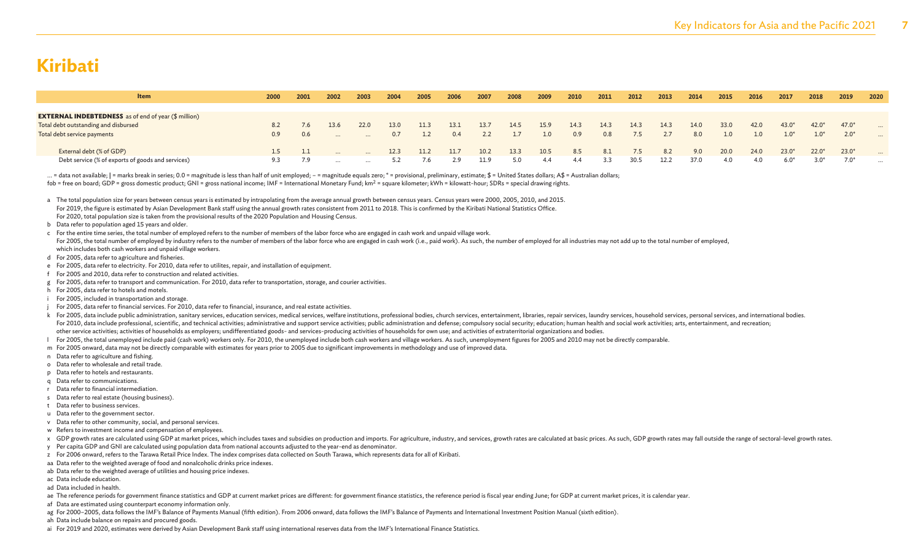# Kiribati

| Item | 2000 | 2001 | 2002 | 2003 | 2004 | 2005 | 2006 | 2007 | 2008 | 2009 | 2010 | 2011 | 2012 | 2013 | 2014 | 2015 | 2016 | 2017 | 2018 | 2019 | 2020 |
|---|---|---|---|---|---|---|---|---|---|---|---|---|---|---|---|---|---|---|---|---|---|
| **EXTERNAL INDEBTEDNESS** as of end of year ($ million) | | | | | | | | | | | | | | | | | | | | | |
| Total debt outstanding and disbursed | 8.2 | 7.6 | 13.6 | 22.0 | 13.0 | 11.3 | 13.1 | 13.7 | 14.5 | 15.9 | 14.3 | 14.3 | 14.3 | 14.3 | 14.0 | 33.0 | 42.0 | 43.0* | 42.0* | 47.0* | … |
| Total debt service payments | 0.9 | 0.6 | … | … | 0.7 | 1.2 | 0.4 | 2.2 | 1.7 | 1.0 | 0.9 | 0.8 | 7.5 | 2.7 | 8.0 | 1.0 | 1.0 | 1.0* | 1.0* | 2.0* | … |
| External debt (% of GDP) | 1.5 | 1.1 | … | … | 12.3 | 11.2 | 11.7 | 10.2 | 13.3 | 10.5 | 8.5 | 8.1 | 7.5 | 8.2 | 9.0 | 20.0 | 24.0 | 23.0* | 22.0* | 23.0* | … |
| Debt service (% of exports of goods and services) | 9.3 | 7.9 | … | … | 5.2 | 7.6 | 2.9 | 11.9 | 5.0 | 4.4 | 4.4 | 3.3 | 30.5 | 12.2 | 37.0 | 4.0 | 4.0 | 6.0* | 3.0* | 7.0* | … |

… = data not available; | = marks break in series; 0.0 = magnitude is less than half of unit employed; – = magnitude equals zero; * = provisional, preliminary, estimate; $ = United States dollars; A$ = Australian dollars;
fob = free on board; GDP = gross domestic product; GNI = gross national income; IMF = International Monetary Fund; km² = square kilometer; kWh = kilowatt-hour; SDRs = special drawing rights.

a The total population size for years between census years is estimated by intrapolating from the average annual growth between census years. Census years were 2000, 2005, 2010, and 2015.
For 2019, the figure is estimated by Asian Development Bank staff using the annual growth rates consistent from 2011 to 2018. This is confirmed by the Kiribati National Statistics Office.
For 2020, total population size is taken from the provisional results of the 2020 Population and Housing Census.
b Data refer to population aged 15 years and older.
c For the entire time series, the total number of employed refers to the number of members of the labor force who are engaged in cash work and unpaid village work.
For 2005, the total number of employed by industry refers to the number of members of the labor force who are engaged in cash work (i.e., paid work). As such, the number of employed for all industries may not add up to the total number of employed, which includes both cash workers and unpaid village workers.
d For 2005, data refer to agriculture and fisheries.
e For 2005, data refer to electricity. For 2010, data refer to utilites, repair, and installation of equipment.
f For 2005 and 2010, data refer to construction and related activities.
g For 2005, data refer to transport and communication. For 2010, data refer to transportation, storage, and courier activities.
h For 2005, data refer to hotels and motels.
i For 2005, included in transportation and storage.
j For 2005, data refer to financial services. For 2010, data refer to financial, insurance, and real estate activities.
k For 2005, data include public administration, sanitary services, education services, medical services, welfare institutions, professional bodies, church services, entertainment, libraries, repair services, laundry services, household services, personal services, and international bodies.
For 2010, data include professional, scientific, and technical activities; administrative and support service activities; public administration and defense; compulsory social security; education; human health and social work activities; arts, entertainment, and recreation; other service activities; activities of households as employers; undifferentiated goods- and services-producing activities of households for own use; and activities of extraterritorial organizations and bodies.
l For 2005, the total unemployed include paid (cash work) workers only. For 2010, the unemployed include both cash workers and village workers. As such, unemployment figures for 2005 and 2010 may not be directly comparable.
m For 2005 onward, data may not be directly comparable with estimates for years prior to 2005 due to significant improvements in methodology and use of improved data.
n Data refer to agriculture and fishing.
o Data refer to wholesale and retail trade.
p Data refer to hotels and restaurants.
q Data refer to communications.
r Data refer to financial intermediation.
s Data refer to real estate (housing business).
t Data refer to business services.
u Data refer to the government sector.
v Data refer to other community, social, and personal services.
w Refers to investment income and compensation of employees.
x GDP growth rates are calculated using GDP at market prices, which includes taxes and subsidies on production and imports. For agriculture, industry, and services, growth rates are calculated at basic prices. As such, GDP growth rates may fall outside the range of sectoral-level growth rates.
y Per capita GDP and GNI are calculated using population data from national accounts adjusted to the year-end as denominator.
z For 2006 onward, refers to the Tarawa Retail Price Index. The index comprises data collected on South Tarawa, which represents data for all of Kiribati.
aa Data refer to the weighted average of food and nonalcoholic drinks price indexes.
ab Data refer to the weighted average of utilities and housing price indexes.
ac Data include education.
ad Data included in health.
ae The reference periods for government finance statistics and GDP at current market prices are different: for government finance statistics, the reference period is fiscal year ending June; for GDP at current market prices, it is calendar year.
af Data are estimated using counterpart economy information only.
ag For 2000–2005, data follows the IMF's Balance of Payments Manual (fifth edition). From 2006 onward, data follows the IMF's Balance of Payments and International Investment Position Manual (sixth edition).
ah Data include balance on repairs and procured goods.
ai For 2019 and 2020, estimates were derived by Asian Development Bank staff using international reserves data from the IMF's International Finance Statistics.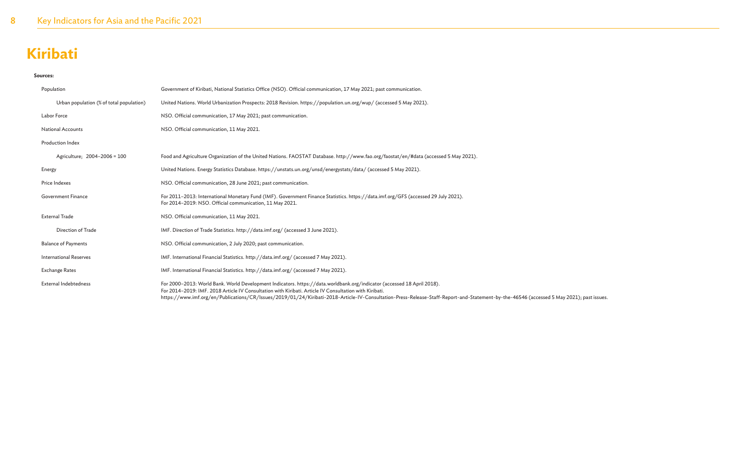# Kiribati

**Sources:**

| | |
|---|---|
| Population | Government of Kiribati, National Statistics Office (NSO). Official communication, 17 May 2021; past communication. |
| Urban population (% of total population) | United Nations. World Urbanization Prospects: 2018 Revision. https://population.un.org/wup/ (accessed 5 May 2021). |
| Labor Force | NSO. Official communication, 17 May 2021; past communication. |
| National Accounts | NSO. Official communication, 11 May 2021. |
| Production Index | |
| Agriculture; 2004–2006 = 100 | Food and Agriculture Organization of the United Nations. FAOSTAT Database. http://www.fao.org/faostat/en/#data (accessed 5 May 2021). |
| Energy | United Nations. Energy Statistics Database. https://unstats.un.org/unsd/energystats/data/ (accessed 5 May 2021). |
| Price Indexes | NSO. Official communication, 28 June 2021; past communication. |
| Government Finance | For 2011–2013: International Monetary Fund (IMF). Government Finance Statistics. https://data.imf.org/GFS (accessed 29 July 2021). For 2014–2019: NSO. Official communication, 11 May 2021. |
| External Trade | NSO. Official communication, 11 May 2021. |
| Direction of Trade | IMF. Direction of Trade Statistics. http://data.imf.org/ (accessed 3 June 2021). |
| Balance of Payments | NSO. Official communication, 2 July 2020; past communication. |
| International Reserves | IMF. International Financial Statistics. http://data.imf.org/ (accessed 7 May 2021). |
| Exchange Rates | IMF. International Financial Statistics. http://data.imf.org/ (accessed 7 May 2021). |
| External Indebtedness | For 2000–2013: World Bank. World Development Indicators. https://data.worldbank.org/indicator (accessed 18 April 2018). For 2014–2019: IMF. 2018 Article IV Consultation with Kiribati. Article IV Consultation with Kiribati. https://www.imf.org/en/Publications/CR/Issues/2019/01/24/Kiribati-2018-Article-IV-Consultation-Press-Release-Staff-Report-and-Statement-by-the-46546 (accessed 5 May 2021); past issues. |